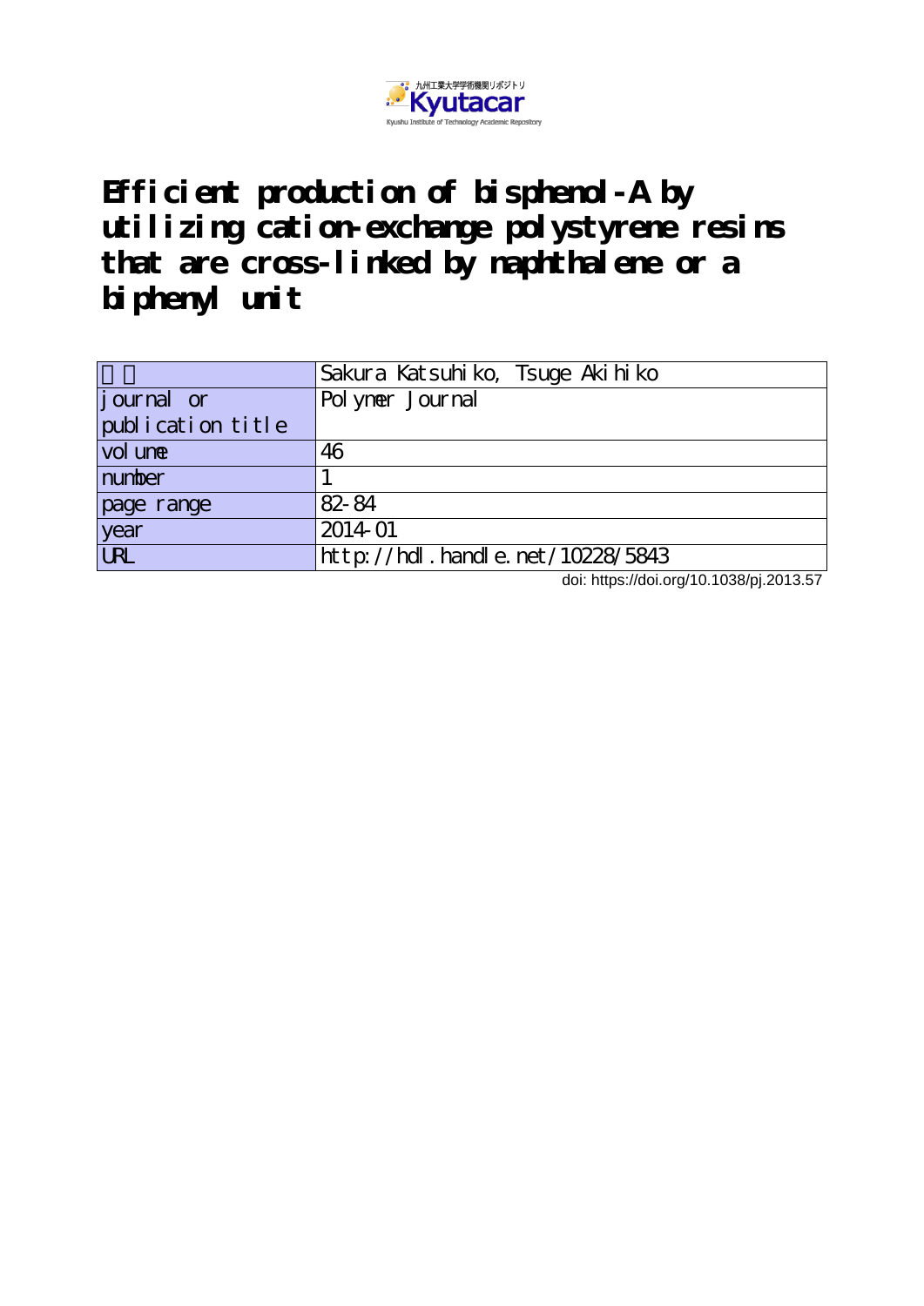九州工業大学学術機関リポジトリ Kyutacar Kyushu Institute of Technology Academic Repository

# Efficient production of bisphenol-A by utilizing cation-exchange polystyrene resins that are cross-linked by naphthalene or a biphenyl unit

| 著者 | Sakura Katsuhiko, Tsuge Akihiko |
|---|---|
| journal or publication title | Polymer Journal |
| volume | 46 |
| number | 1 |
| page range | 82-84 |
| year | 2014-01 |
| URL | http://hdl.handle.net/10228/5843 |

doi: https://doi.org/10.1038/pj.2013.57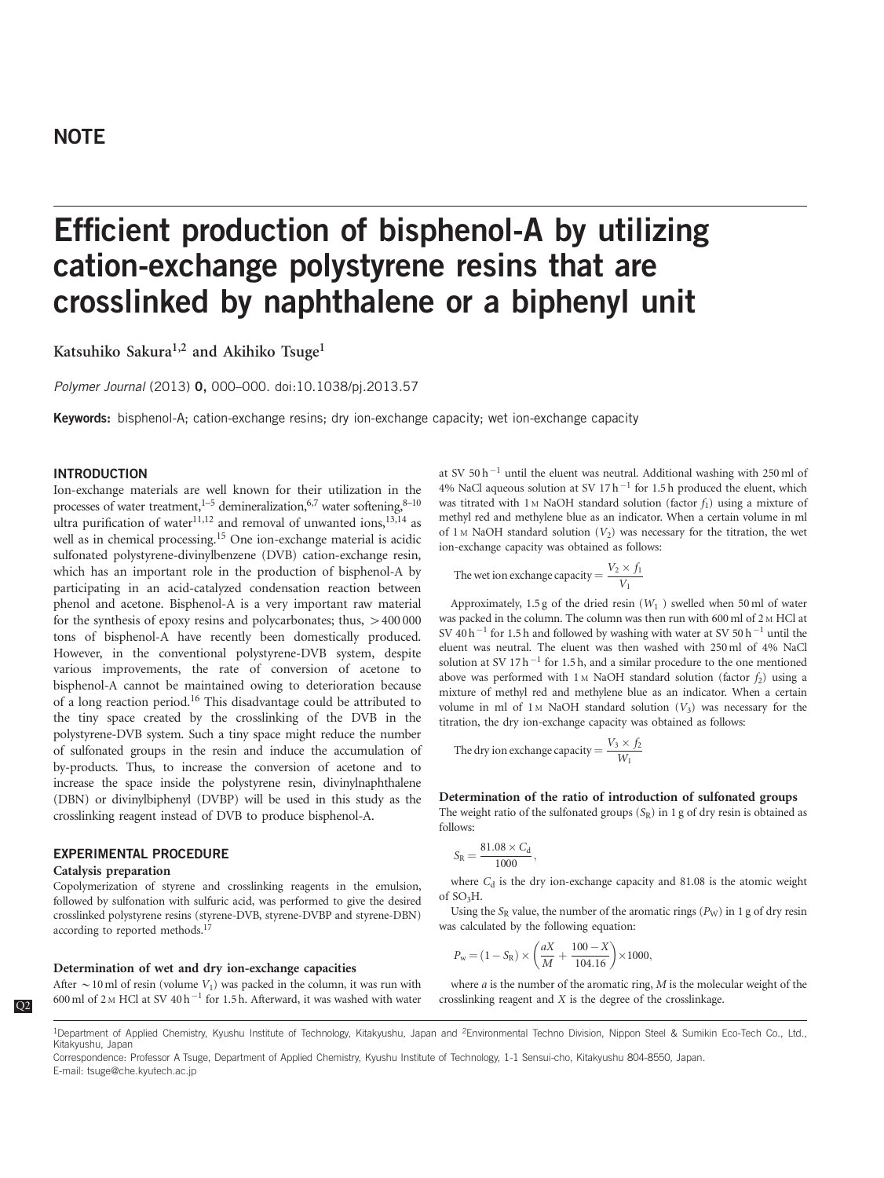NOTE

# Efficient production of bisphenol-A by utilizing cation-exchange polystyrene resins that are crosslinked by naphthalene or a biphenyl unit

**Katsuhiko Sakura[1,2] and Akihiko Tsuge[1]**

*Polymer Journal* (2013) **0,** 000–000. doi:10.1038/pj.2013.57

**Keywords:** bisphenol-A; cation-exchange resins; dry ion-exchange capacity; wet ion-exchange capacity

## INTRODUCTION

Ion-exchange materials are well known for their utilization in the processes of water treatment,[1–5] demineralization,[6,7] water softening,[8–10] ultra purification of water[11,12] and removal of unwanted ions,[13,14] as well as in chemical processing.[15] One ion-exchange material is acidic sulfonated polystyrene-divinylbenzene (DVB) cation-exchange resin, which has an important role in the production of bisphenol-A by participating in an acid-catalyzed condensation reaction between phenol and acetone. Bisphenol-A is a very important raw material for the synthesis of epoxy resins and polycarbonates; thus, >400 000 tons of bisphenol-A have recently been domestically produced. However, in the conventional polystyrene-DVB system, despite various improvements, the rate of conversion of acetone to bisphenol-A cannot be maintained owing to deterioration because of a long reaction period.[16] This disadvantage could be attributed to the tiny space created by the crosslinking of the DVB in the polystyrene-DVB system. Such a tiny space might reduce the number of sulfonated groups in the resin and induce the accumulation of by-products. Thus, to increase the conversion of acetone and to increase the space inside the polystyrene resin, divinylnaphthalene (DBN) or divinylbiphenyl (DVBP) will be used in this study as the crosslinking reagent instead of DVB to produce bisphenol-A.

## EXPERIMENTAL PROCEDURE

### Catalysis preparation

Copolymerization of styrene and crosslinking reagents in the emulsion, followed by sulfonation with sulfuric acid, was performed to give the desired crosslinked polystyrene resins (styrene-DVB, styrene-DVBP and styrene-DBN) according to reported methods.[17]

### Determination of wet and dry ion-exchange capacities

After ~10 ml of resin (volume $V_1$) was packed in the column, it was run with 600 ml of 2 M HCl at SV 40 h$^{-1}$ for 1.5 h. Afterward, it was washed with water at SV 50 h$^{-1}$ until the eluent was neutral. Additional washing with 250 ml of 4% NaCl aqueous solution at SV 17 h$^{-1}$ for 1.5 h produced the eluent, which was titrated with 1 M NaOH standard solution (factor $f_1$) using a mixture of methyl red and methylene blue as an indicator. When a certain volume in ml of 1 M NaOH standard solution ($V_2$) was necessary for the titration, the wet ion-exchange capacity was obtained as follows:

$$\text{The wet ion exchange capacity} = \frac{V_2 \times f_1}{V_1}$$

Approximately, 1.5 g of the dried resin ($W_1$) swelled when 50 ml of water was packed in the column. The column was then run with 600 ml of 2 M HCl at SV 40 h$^{-1}$ for 1.5 h and followed by washing with water at SV 50 h$^{-1}$ until the eluent was neutral. The eluent was then washed with 250 ml of 4% NaCl solution at SV 17 h$^{-1}$ for 1.5 h, and a similar procedure to the one mentioned above was performed with 1 M NaOH standard solution (factor $f_2$) using a mixture of methyl red and methylene blue as an indicator. When a certain volume in ml of 1 M NaOH standard solution ($V_3$) was necessary for the titration, the dry ion-exchange capacity was obtained as follows:

$$\text{The dry ion exchange capacity} = \frac{V_3 \times f_2}{W_1}$$

### Determination of the ratio of introduction of sulfonated groups

The weight ratio of the sulfonated groups ($S_R$) in 1 g of dry resin is obtained as follows:

$$S_R = \frac{81.08 \times C_d}{1000},$$

where $C_d$ is the dry ion-exchange capacity and 81.08 is the atomic weight of $SO_3H$.

Using the $S_R$ value, the number of the aromatic rings ($P_W$) in 1 g of dry resin was calculated by the following equation:

$$P_w = (1 - S_R) \times \left(\frac{aX}{M} + \frac{100 - X}{104.16}\right) \times 1000,$$

where $a$ is the number of the aromatic ring, $M$ is the molecular weight of the crosslinking reagent and $X$ is the degree of the crosslinkage.

[1]Department of Applied Chemistry, Kyushu Institute of Technology, Kitakyushu, Japan and [2]Environmental Techno Division, Nippon Steel & Sumikin Eco-Tech Co., Ltd., Kitakyushu, Japan

Correspondence: Professor A Tsuge, Department of Applied Chemistry, Kyushu Institute of Technology, 1-1 Sensui-cho, Kitakyushu 804-8550, Japan.
E-mail: tsuge@che.kyutech.ac.jp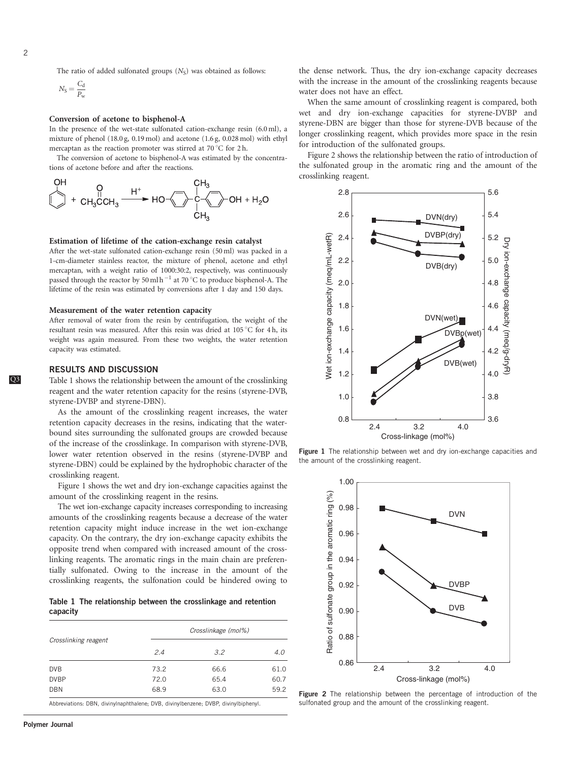The ratio of added sulfonated groups ($N_S$) was obtained as follows:

$$N_S = \frac{C_d}{P_w}$$

### Conversion of acetone to bisphenol-A

In the presence of the wet-state sulfonated cation-exchange resin (6.0 ml), a mixture of phenol (18.0 g, 0.19 mol) and acetone (1.6 g, 0.028 mol) with ethyl mercaptan as the reaction promoter was stirred at 70 °C for 2 h.

The conversion of acetone to bisphenol-A was estimated by the concentrations of acetone before and after the reactions.

$$\text{Phenol} + CH_3COCH_3 \xrightarrow{H^+} HO\text{-}C_6H_4\text{-}C(CH_3)_2\text{-}C_6H_4\text{-}OH + H_2O$$

### Estimation of lifetime of the cation-exchange resin catalyst

After the wet-state sulfonated cation-exchange resin (50 ml) was packed in a 1-cm-diameter stainless reactor, the mixture of phenol, acetone and ethyl mercaptan, with a weight ratio of 1000:30:2, respectively, was continuously passed through the reactor by 50 ml h$^{-1}$ at 70 °C to produce bisphenol-A. The lifetime of the resin was estimated by conversions after 1 day and 150 days.

### Measurement of the water retention capacity

After removal of water from the resin by centrifugation, the weight of the resultant resin was measured. After this resin was dried at 105 °C for 4 h, its weight was again measured. From these two weights, the water retention capacity was estimated.

## RESULTS AND DISCUSSION

Table 1 shows the relationship between the amount of the crosslinking reagent and the water retention capacity for the resins (styrene-DVB, styrene-DVBP and styrene-DBN).

As the amount of the crosslinking reagent increases, the water retention capacity decreases in the resins, indicating that the water-bound sites surrounding the sulfonated groups are crowded because of the increase of the crosslinkage. In comparison with styrene-DVB, lower water retention observed in the resins (styrene-DVBP and styrene-DBN) could be explained by the hydrophobic character of the crosslinking reagent.

Figure 1 shows the wet and dry ion-exchange capacities against the amount of the crosslinking reagent in the resins.

The wet ion-exchange capacity increases corresponding to increasing amounts of the crosslinking reagents because a decrease of the water retention capacity might induce increase in the wet ion-exchange capacity. On the contrary, the dry ion-exchange capacity exhibits the opposite trend when compared with increased amount of the crosslinking reagents. The aromatic rings in the main chain are preferentially sulfonated. Owing to the increase in the amount of the crosslinking reagents, the sulfonation could be hindered owing to the dense network. Thus, the dry ion-exchange capacity decreases with the increase in the amount of the crosslinking reagents because water does not have an effect.

**Table 1 The relationship between the crosslinkage and retention capacity**

| *Crosslinking reagent* | *Crosslinkage (mol%)* | | |
|---|---|---|---|
| | *2.4* | *3.2* | *4.0* |
| DVB | 73.2 | 66.6 | 61.0 |
| DVBP | 72.0 | 65.4 | 60.7 |
| DBN | 68.9 | 63.0 | 59.2 |

Abbreviations: DBN, divinylnaphthalene; DVB, divinylbenzene; DVBP, divinylbiphenyl.

When the same amount of crosslinking reagent is compared, both wet and dry ion-exchange capacities for styrene-DVBP and styrene-DBN are bigger than those for styrene-DVB because of the longer crosslinking reagent, which provides more space in the resin for introduction of the sulfonated groups.

Figure 2 shows the relationship between the ratio of introduction of the sulfonated group in the aromatic ring and the amount of the crosslinking reagent.

**Figure 1** The relationship between wet and dry ion-exchange capacities and the amount of the crosslinking reagent.

**Figure 2** The relationship between the percentage of introduction of the sulfonated group and the amount of the crosslinking reagent.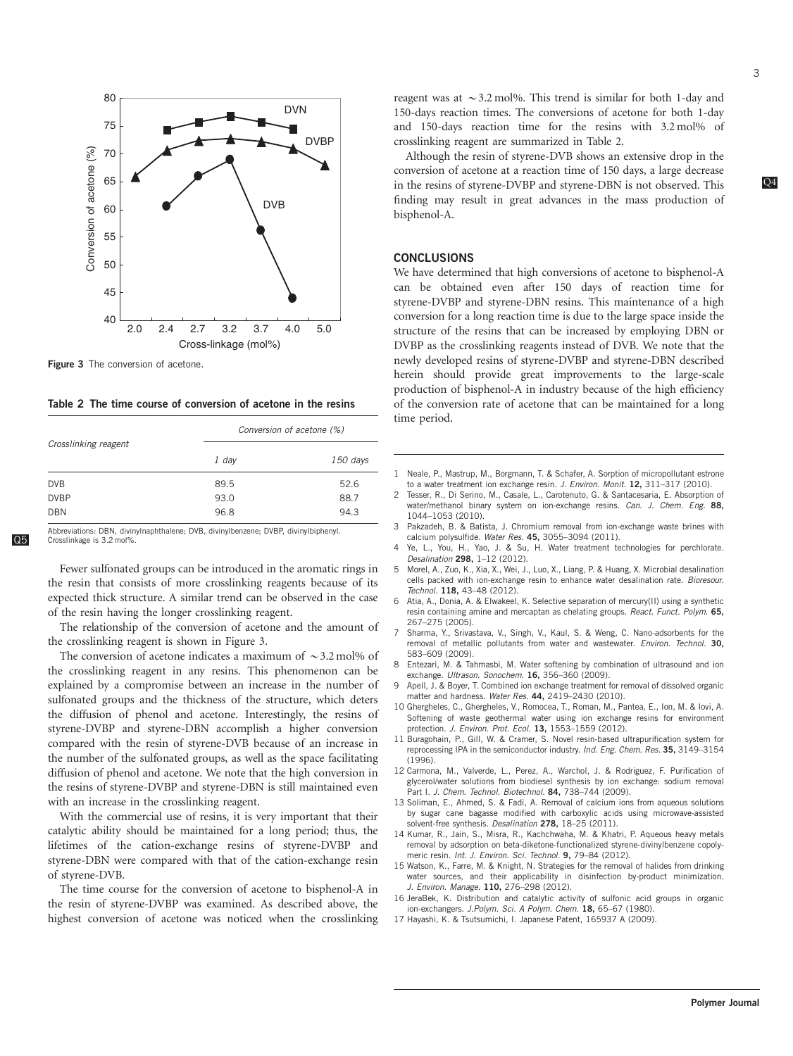80
75
70
65
60
55
50
45
40
Conversion of acetone (%)
2.0 2.4 2.7 3.2 3.7 4.0 5.0
Cross-linkage (mol%)
DVN
DVBP
DVB

**Figure 3** The conversion of acetone.

**Table 2 The time course of conversion of acetone in the resins**

| *Crosslinking reagent* | *Conversion of acetone (%)* | |
|---|---|---|
| | *1 day* | *150 days* |
| DVB | 89.5 | 52.6 |
| DVBP | 93.0 | 88.7 |
| DBN | 96.8 | 94.3 |

Abbreviations: DBN, divinylnaphthalene; DVB, divinylbenzene; DVBP, divinylbiphenyl.
Crosslinkage is 3.2 mol%.

Fewer sulfonated groups can be introduced in the aromatic rings in the resin that consists of more crosslinking reagents because of its expected thick structure. A similar trend can be observed in the case of the resin having the longer crosslinking reagent.

The relationship of the conversion of acetone and the amount of the crosslinking reagent is shown in Figure 3.

The conversion of acetone indicates a maximum of $\sim$3.2 mol% of the crosslinking reagent in any resins. This phenomenon can be explained by a compromise between an increase in the number of sulfonated groups and the thickness of the structure, which deters the diffusion of phenol and acetone. Interestingly, the resins of styrene-DVBP and styrene-DBN accomplish a higher conversion compared with the resin of styrene-DVB because of an increase in the number of the sulfonated groups, as well as the space facilitating diffusion of phenol and acetone. We note that the high conversion in the resins of styrene-DVBP and styrene-DBN is still maintained even with an increase in the crosslinking reagent.

With the commercial use of resins, it is very important that their catalytic ability should be maintained for a long period; thus, the lifetimes of the cation-exchange resins of styrene-DVBP and styrene-DBN were compared with that of the cation-exchange resin of styrene-DVB.

The time course for the conversion of acetone to bisphenol-A in the resin of styrene-DVBP was examined. As described above, the highest conversion of acetone was noticed when the crosslinking reagent was at $\sim$3.2 mol%. This trend is similar for both 1-day and 150-days reaction times. The conversions of acetone for both 1-day and 150-days reaction time for the resins with 3.2 mol% of crosslinking reagent are summarized in Table 2.

Although the resin of styrene-DVB shows an extensive drop in the conversion of acetone at a reaction time of 150 days, a large decrease in the resins of styrene-DVBP and styrene-DBN is not observed. This finding may result in great advances in the mass production of bisphenol-A.

## CONCLUSIONS

We have determined that high conversions of acetone to bisphenol-A can be obtained even after 150 days of reaction time for styrene-DVBP and styrene-DBN resins. This maintenance of a high conversion for a long reaction time is due to the large space inside the structure of the resins that can be increased by employing DBN or DVBP as the crosslinking reagents instead of DVB. We note that the newly developed resins of styrene-DVBP and styrene-DBN described herein should provide great improvements to the large-scale production of bisphenol-A in industry because of the high efficiency of the conversion rate of acetone that can be maintained for a long time period.

1 Neale, P., Mastrup, M., Borgmann, T. & Schafer, A. Sorption of micropollutant estrone to a water treatment ion exchange resin. *J. Environ. Monit.* **12,** 311–317 (2010).
2 Tesser, R., Di Serino, M., Casale, L., Carotenuto, G. & Santacesaria, E. Absorption of water/methanol binary system on ion-exchange resins. *Can. J. Chem. Eng.* **88,** 1044–1053 (2010).
3 Pakzadeh, B. & Batista, J. Chromium removal from ion-exchange waste brines with calcium polysulfide. *Water Res.* **45,** 3055–3094 (2011).
4 Ye, L., You, H., Yao, J. & Su, H. Water treatment technologies for perchlorate. *Desalination* **298,** 1–12 (2012).
5 Morel, A., Zuo, K., Xia, X., Wei, J., Luo, X., Liang, P. & Huang, X. Microbial desalination cells packed with ion-exchange resin to enhance water desalination rate. *Bioresour. Technol.* **118,** 43–48 (2012).
6 Atia, A., Donia, A. & Elwakeel, K. Selective separation of mercury(II) using a synthetic resin containing amine and mercaptan as chelating groups. *React. Funct. Polym.* **65,** 267–275 (2005).
7 Sharma, Y., Srivastava, V., Singh, V., Kaul, S. & Weng, C. Nano-adsorbents for the removal of metallic pollutants from water and wastewater. *Environ. Technol.* **30,** 583–609 (2009).
8 Entezari, M. & Tahmasbi, M. Water softening by combination of ultrasound and ion exchange. *Ultrason. Sonochem.* **16,** 356–360 (2009).
9 Apell, J. & Boyer, T. Combined ion exchange treatment for removal of dissolved organic matter and hardness. *Water Res.* **44,** 2419–2430 (2010).
10 Ghergheles, C., Ghergheles, V., Romocea, T., Roman, M., Pantea, E., Ion, M. & Iovi, A. Softening of waste geothermal water using ion exchange resins for environment protection. *J. Environ. Prot. Ecol.* **13,** 1553–1559 (2012).
11 Buragohain, P., Gill, W. & Cramer, S. Novel resin-based ultrapurification system for reprocessing IPA in the semiconductor industry. *Ind. Eng. Chem. Res.* **35,** 3149–3154 (1996).
12 Carmona, M., Valverde, L., Perez, A., Warchol, J. & Rodriguez, F. Purification of glycerol/water solutions from biodiesel synthesis by ion exchange: sodium removal Part I. *J. Chem. Technol. Biotechnol.* **84,** 738–744 (2009).
13 Soliman, E., Ahmed, S. & Fadi, A. Removal of calcium ions from aqueous solutions by sugar cane bagasse modified with carboxylic acids using microwave-assisted solvent-free synthesis. *Desalination* **278,** 18–25 (2011).
14 Kumar, R., Jain, S., Misra, R., Kachchwaha, M. & Khatri, P. Aqueous heavy metals removal by adsorption on beta-diketone-functionalized styrene-divinylbenzene copolymeric resin. *Int. J. Environ. Sci. Technol.* **9,** 79–84 (2012).
15 Watson, K., Farre, M. & Knight, N. Strategies for the removal of halides from drinking water sources, and their applicability in disinfection by-product minimization. *J. Environ. Manage.* **110,** 276–298 (2012).
16 JeraBek, K. Distribution and catalytic activity of sulfonic acid groups in organic ion-exchangers. *J.Polym. Sci. A Polym. Chem.* **18,** 65–67 (1980).
17 Hayashi, K. & Tsutsumichi, I. Japanese Patent, 165937 A (2009).